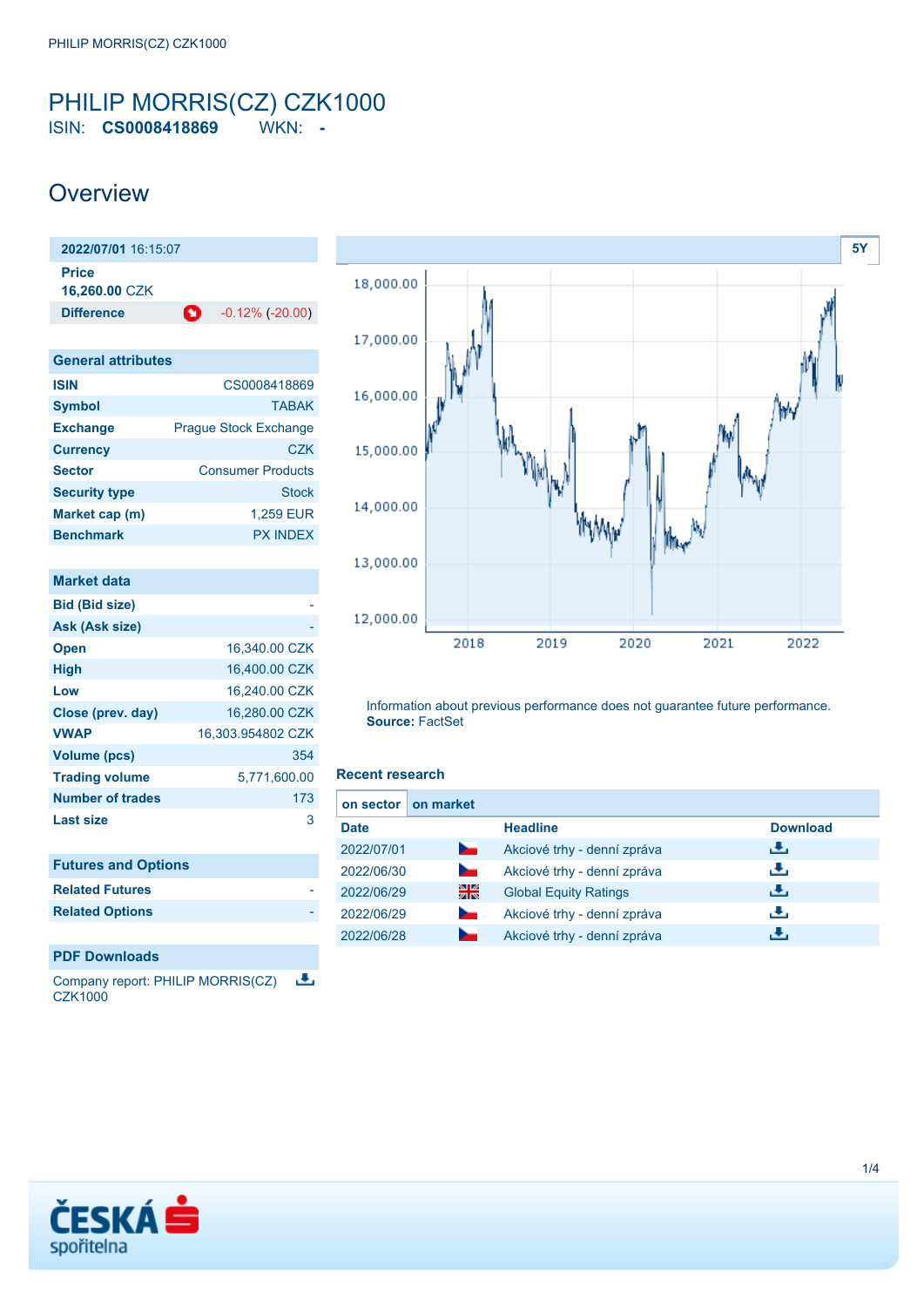# PHILIP MORRIS(CZ) CZK1000

ISIN: **CS0008418869** WKN: **-**

## Overview

| **2022/07/01** 16:15:07 | |
|---|---|
| **Price** | |
| **16,260.00** CZK | |
| **Difference** | -0.12% (-20.00) |

| General attributes | |
|---|---|
| ISIN | CS0008418869 |
| Symbol | TABAK |
| Exchange | Prague Stock Exchange |
| Currency | CZK |
| Sector | Consumer Products |
| Security type | Stock |
| Market cap (m) | 1,259 EUR |
| Benchmark | PX INDEX |

| Market data | |
|---|---|
| Bid (Bid size) | - |
| Ask (Ask size) | - |
| Open | 16,340.00 CZK |
| High | 16,400.00 CZK |
| Low | 16,240.00 CZK |
| Close (prev. day) | 16,280.00 CZK |
| VWAP | 16,303.954802 CZK |
| Volume (pcs) | 354 |
| Trading volume | 5,771,600.00 |
| Number of trades | 173 |
| Last size | 3 |

| Futures and Options | |
|---|---|
| Related Futures | - |
| Related Options | - |

**PDF Downloads**

Company report: PHILIP MORRIS(CZ) CZK1000

Information about previous performance does not guarantee future performance.
**Source:** FactSet

### Recent research

on sector | on market

| Date | | Headline | Download |
|---|---|---|---|
| 2022/07/01 | | Akciové trhy - denní zpráva | |
| 2022/06/30 | | Akciové trhy - denní zpráva | |
| 2022/06/29 | | Global Equity Ratings | |
| 2022/06/29 | | Akciové trhy - denní zpráva | |
| 2022/06/28 | | Akciové trhy - denní zpráva | |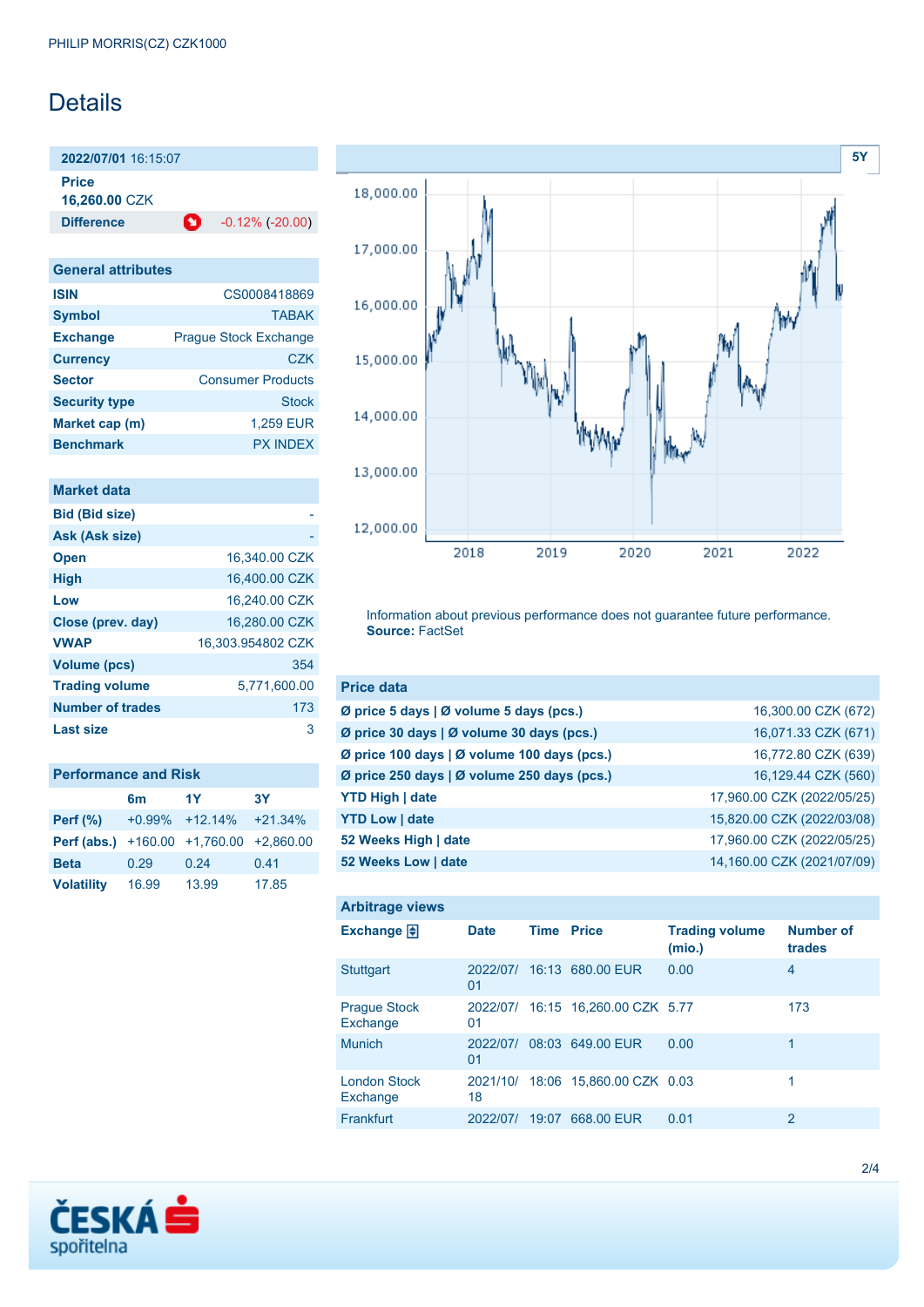PHILIP MORRIS(CZ) CZK1000

# Details

**2022/07/01** 16:15:07

**Price**
**16,260.00** CZK

| **Difference** | -0.12% (-20.00) |
|---|---|

## General attributes

| | |
|---|---|
| **ISIN** | CS0008418869 |
| **Symbol** | TABAK |
| **Exchange** | Prague Stock Exchange |
| **Currency** | CZK |
| **Sector** | Consumer Products |
| **Security type** | Stock |
| **Market cap (m)** | 1,259 EUR |
| **Benchmark** | PX INDEX |

## Market data

| | |
|---|---|
| **Bid (Bid size)** | - |
| **Ask (Ask size)** | - |
| **Open** | 16,340.00 CZK |
| **High** | 16,400.00 CZK |
| **Low** | 16,240.00 CZK |
| **Close (prev. day)** | 16,280.00 CZK |
| **VWAP** | 16,303.954802 CZK |
| **Volume (pcs)** | 354 |
| **Trading volume** | 5,771,600.00 |
| **Number of trades** | 173 |
| **Last size** | 3 |

## Performance and Risk

| | 6m | 1Y | 3Y |
|---|---|---|---|
| **Perf (%)** | +0.99% | +12.14% | +21.34% |
| **Perf (abs.)** | +160.00 | +1,760.00 | +2,860.00 |
| **Beta** | 0.29 | 0.24 | 0.41 |
| **Volatility** | 16.99 | 13.99 | 17.85 |

Information about previous performance does not guarantee future performance.
**Source:** FactSet

## Price data

| | |
|---|---|
| **Ø price 5 days \| Ø volume 5 days (pcs.)** | 16,300.00 CZK (672) |
| **Ø price 30 days \| Ø volume 30 days (pcs.)** | 16,071.33 CZK (671) |
| **Ø price 100 days \| Ø volume 100 days (pcs.)** | 16,772.80 CZK (639) |
| **Ø price 250 days \| Ø volume 250 days (pcs.)** | 16,129.44 CZK (560) |
| **YTD High \| date** | 17,960.00 CZK (2022/05/25) |
| **YTD Low \| date** | 15,820.00 CZK (2022/03/08) |
| **52 Weeks High \| date** | 17,960.00 CZK (2022/05/25) |
| **52 Weeks Low \| date** | 14,160.00 CZK (2021/07/09) |

## Arbitrage views

| Exchange | Date | Time | Price | Trading volume (mio.) | Number of trades |
|---|---|---|---|---|---|
| Stuttgart | 2022/07/01 | 16:13 | 680.00 EUR | 0.00 | 4 |
| Prague Stock Exchange | 2022/07/01 | 16:15 | 16,260.00 CZK | 5.77 | 173 |
| Munich | 2022/07/01 | 08:03 | 649.00 EUR | 0.00 | 1 |
| London Stock Exchange | 2021/10/18 | 18:06 | 15,860.00 CZK | 0.03 | 1 |
| Frankfurt | 2022/07/ | 19:07 | 668.00 EUR | 0.01 | 2 |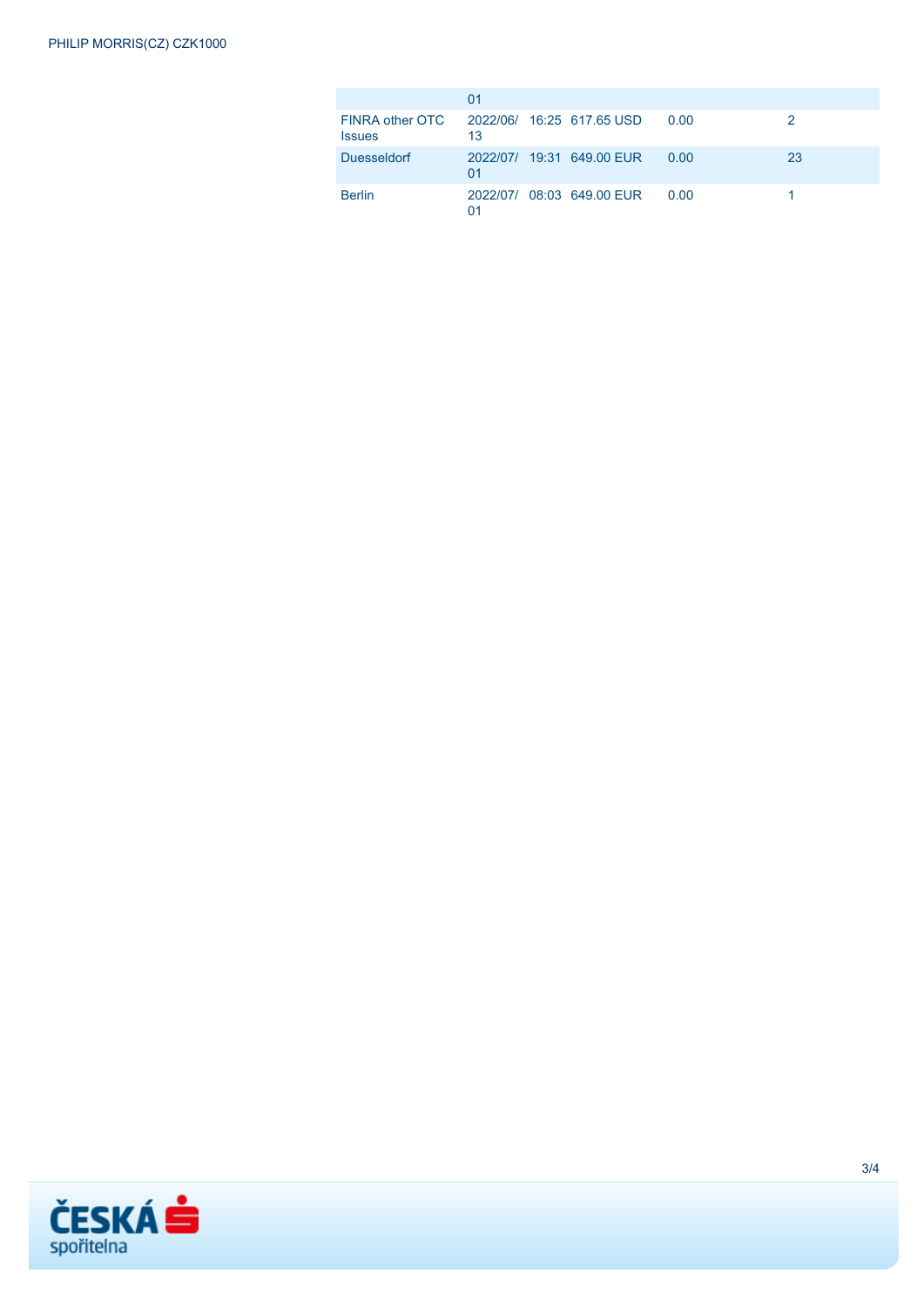| | | | | | |
|---|---|---|---|---|---|
| | 01 | | | | |
| FINRA other OTC Issues | 2022/06/13 | 16:25 | 617.65 USD | 0.00 | 2 |
| Duesseldorf | 2022/07/01 | 19:31 | 649.00 EUR | 0.00 | 23 |
| Berlin | 2022/07/01 | 08:03 | 649.00 EUR | 0.00 | 1 |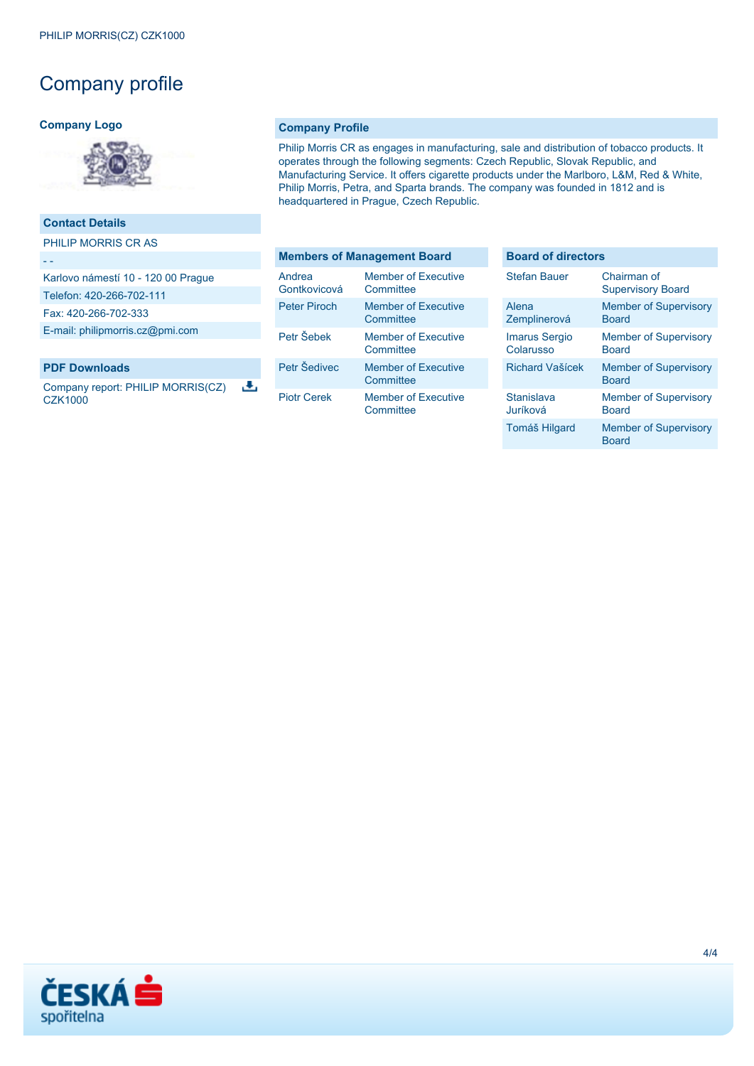# Company profile

### Company Logo

### Company Profile

Philip Morris CR as engages in manufacturing, sale and distribution of tobacco products. It operates through the following segments: Czech Republic, Slovak Republic, and Manufacturing Service. It offers cigarette products under the Marlboro, L&M, Red & White, Philip Morris, Petra, and Sparta brands. The company was founded in 1812 and is headquartered in Prague, Czech Republic.

### Contact Details

PHILIP MORRIS CR AS

- -

Karlovo náměstí 10 - 120 00 Prague

Telefon: 420-266-702-111

Fax: 420-266-702-333

E-mail: philipmorris.cz@pmi.com

### PDF Downloads

Company report: PHILIP MORRIS(CZ) CZK1000

### Members of Management Board

| | |
|---|---|
| Andrea Gontkovicová | Member of Executive Committee |
| Peter Piroch | Member of Executive Committee |
| Petr Šebek | Member of Executive Committee |
| Petr Šedivec | Member of Executive Committee |
| Piotr Cerek | Member of Executive Committee |

### Board of directors

| | |
|---|---|
| Stefan Bauer | Chairman of Supervisory Board |
| Alena Zemplinerová | Member of Supervisory Board |
| Imarus Sergio Colarusso | Member of Supervisory Board |
| Richard Vašícek | Member of Supervisory Board |
| Stanislava Juríková | Member of Supervisory Board |
| Tomáš Hilgard | Member of Supervisory Board |